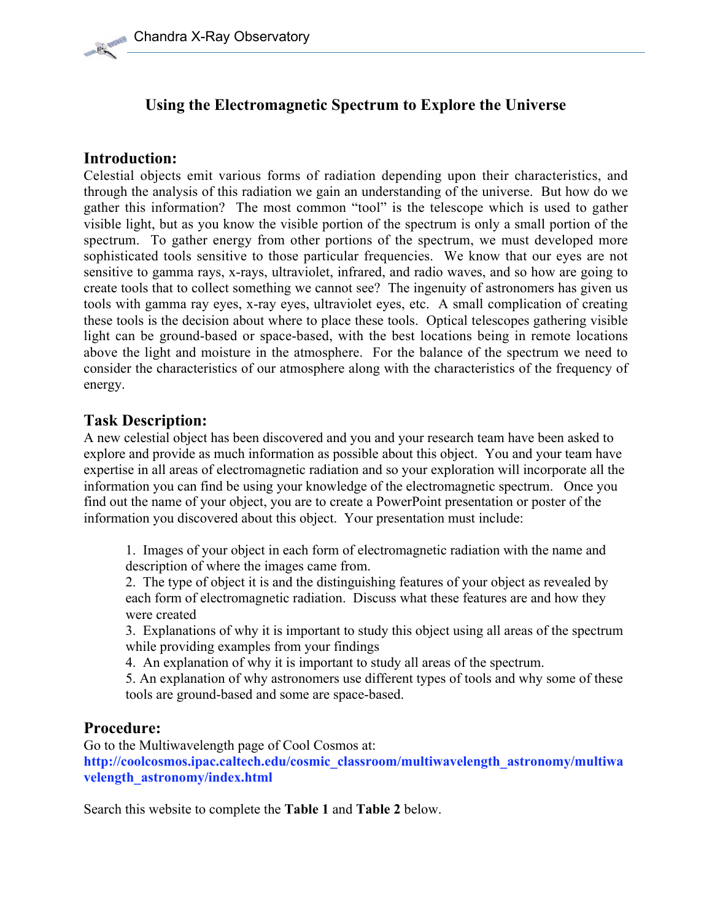# Using the Electromagnetic Spectrum to Explore the Universe

## Introduction:

Celestial objects emit various forms of radiation depending upon their characteristics, and through the analysis of this radiation we gain an understanding of the universe. But how do we gather this information? The most common "tool" is the telescope which is used to gather visible light, but as you know the visible portion of the spectrum is only a small portion of the spectrum. To gather energy from other portions of the spectrum, we must developed more sophisticated tools sensitive to those particular frequencies. We know that our eyes are not sensitive to gamma rays, x-rays, ultraviolet, infrared, and radio waves, and so how are going to create tools that to collect something we cannot see? The ingenuity of astronomers has given us tools with gamma ray eyes, x-ray eyes, ultraviolet eyes, etc. A small complication of creating these tools is the decision about where to place these tools. Optical telescopes gathering visible light can be ground-based or space-based, with the best locations being in remote locations above the light and moisture in the atmosphere. For the balance of the spectrum we need to consider the characteristics of our atmosphere along with the characteristics of the frequency of energy.

## Task Description:

A new celestial object has been discovered and you and your research team have been asked to explore and provide as much information as possible about this object. You and your team have expertise in all areas of electromagnetic radiation and so your exploration will incorporate all the information you can find be using your knowledge of the electromagnetic spectrum. Once you find out the name of your object, you are to create a PowerPoint presentation or poster of the information you discovered about this object. Your presentation must include:

1. Images of your object in each form of electromagnetic radiation with the name and description of where the images came from.
2. The type of object it is and the distinguishing features of your object as revealed by each form of electromagnetic radiation. Discuss what these features are and how they were created
3. Explanations of why it is important to study this object using all areas of the spectrum while providing examples from your findings
4. An explanation of why it is important to study all areas of the spectrum.
5. An explanation of why astronomers use different types of tools and why some of these tools are ground-based and some are space-based.

## Procedure:

Go to the Multiwavelength page of Cool Cosmos at:
**http://coolcosmos.ipac.caltech.edu/cosmic_classroom/multiwavelength_astronomy/multiwavelength_astronomy/index.html**

Search this website to complete the **Table 1** and **Table 2** below.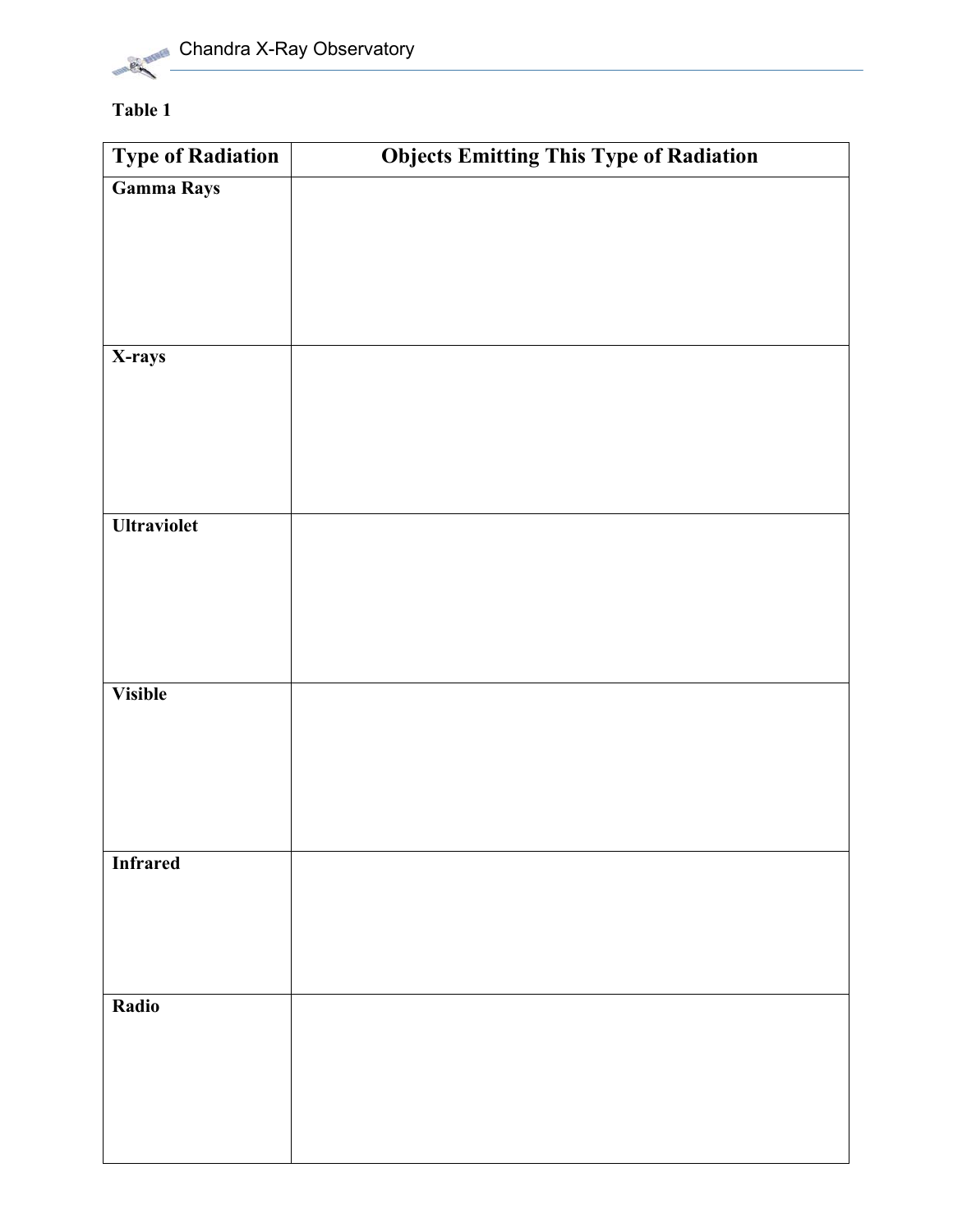**Table 1**

| Type of Radiation | Objects Emitting This Type of Radiation |
|---|---|
| **Gamma Rays** | |
| **X-rays** | |
| **Ultraviolet** | |
| **Visible** | |
| **Infrared** | |
| **Radio** | |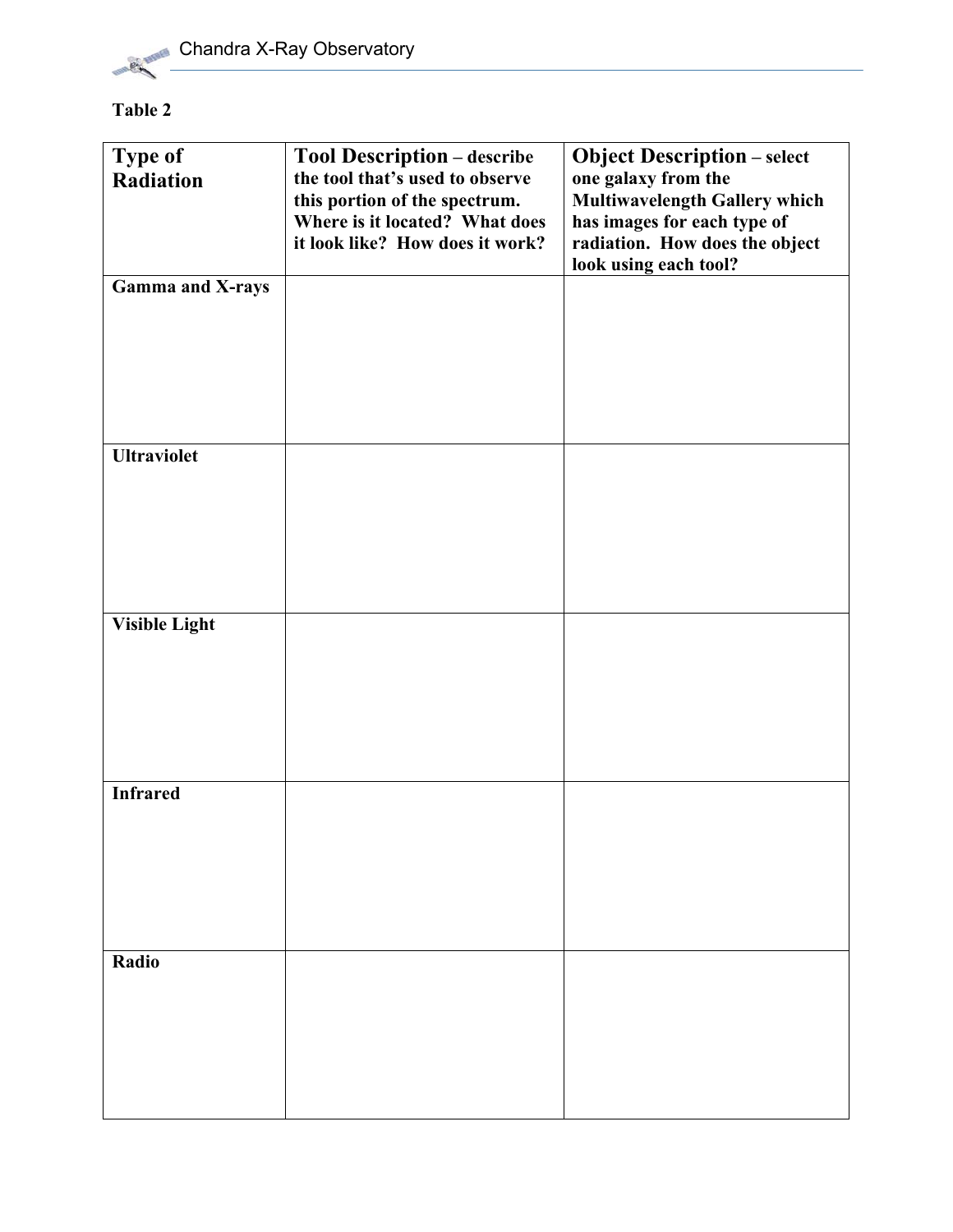**Table 2**

| Type of Radiation | Tool Description – describe the tool that's used to observe this portion of the spectrum. Where is it located? What does it look like? How does it work? | Object Description – select one galaxy from the Multiwavelength Gallery which has images for each type of radiation. How does the object look using each tool? |
| --- | --- | --- |
| **Gamma and X-rays** | | |
| **Ultraviolet** | | |
| **Visible Light** | | |
| **Infrared** | | |
| **Radio** | | |